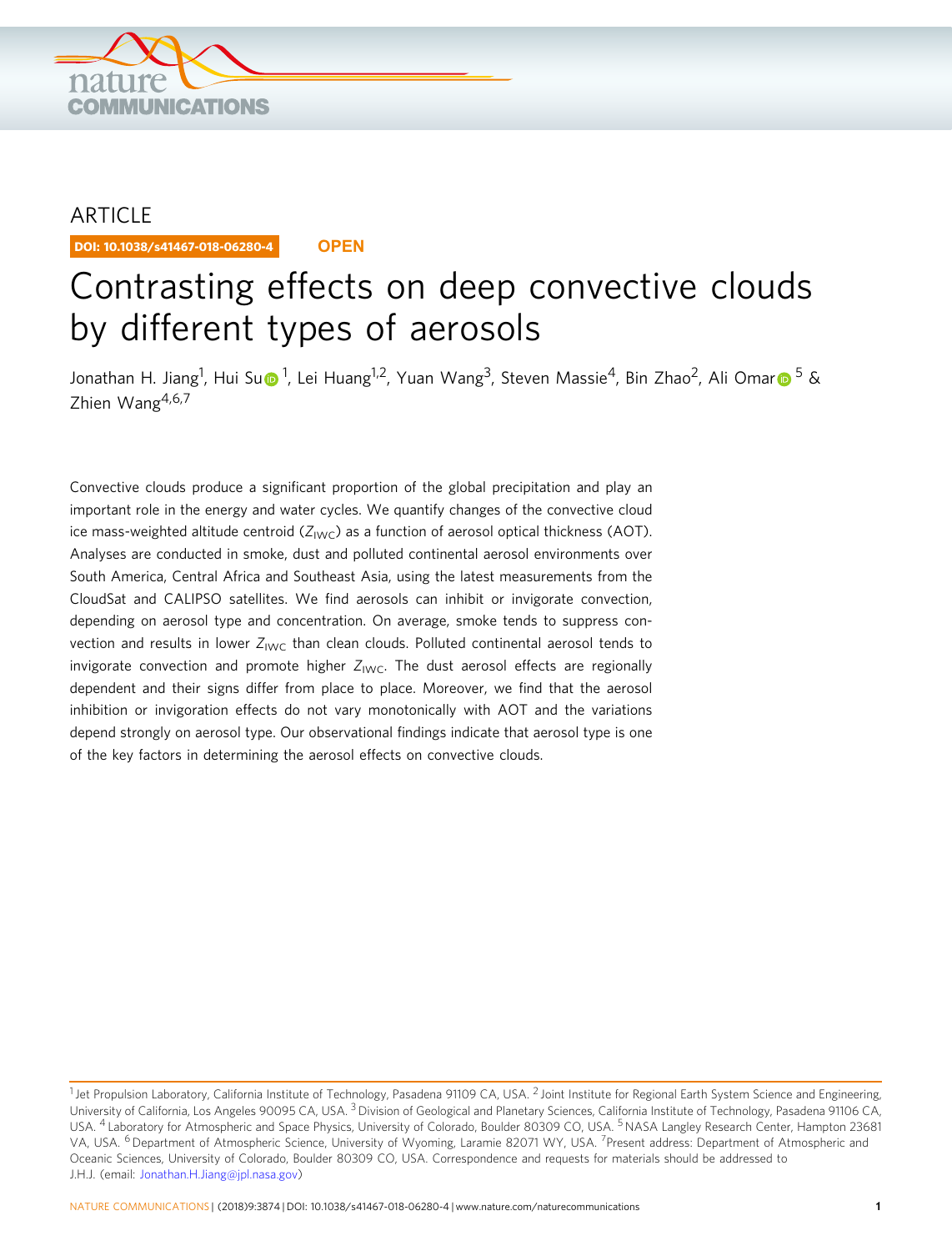ARTICLE

DOI: 10.1038/s41467-018-06280-4 **OPEN**

# Contrasting effects on deep convective clouds by different types of aerosols

Jonathan H. Jiang[1], Hui Su[1], Lei Huang[1,2], Yuan Wang[3], Steven Massie[4], Bin Zhao[2], Ali Omar[5] & Zhien Wang[4,6,7]

Convective clouds produce a significant proportion of the global precipitation and play an important role in the energy and water cycles. We quantify changes of the convective cloud ice mass-weighted altitude centroid ($Z_{IWC}$) as a function of aerosol optical thickness (AOT). Analyses are conducted in smoke, dust and polluted continental aerosol environments over South America, Central Africa and Southeast Asia, using the latest measurements from the CloudSat and CALIPSO satellites. We find aerosols can inhibit or invigorate convection, depending on aerosol type and concentration. On average, smoke tends to suppress convection and results in lower $Z_{IWC}$ than clean clouds. Polluted continental aerosol tends to invigorate convection and promote higher $Z_{IWC}$. The dust aerosol effects are regionally dependent and their signs differ from place to place. Moreover, we find that the aerosol inhibition or invigoration effects do not vary monotonically with AOT and the variations depend strongly on aerosol type. Our observational findings indicate that aerosol type is one of the key factors in determining the aerosol effects on convective clouds.

---

[1] Jet Propulsion Laboratory, California Institute of Technology, Pasadena 91109 CA, USA. [2] Joint Institute for Regional Earth System Science and Engineering, University of California, Los Angeles 90095 CA, USA. [3] Division of Geological and Planetary Sciences, California Institute of Technology, Pasadena 91106 CA, USA. [4] Laboratory for Atmospheric and Space Physics, University of Colorado, Boulder 80309 CO, USA. [5] NASA Langley Research Center, Hampton 23681 VA, USA. [6] Department of Atmospheric Science, University of Wyoming, Laramie 82071 WY, USA. [7] Present address: Department of Atmospheric and Oceanic Sciences, University of Colorado, Boulder 80309 CO, USA. Correspondence and requests for materials should be addressed to J.H.J. (email: Jonathan.H.Jiang@jpl.nasa.gov)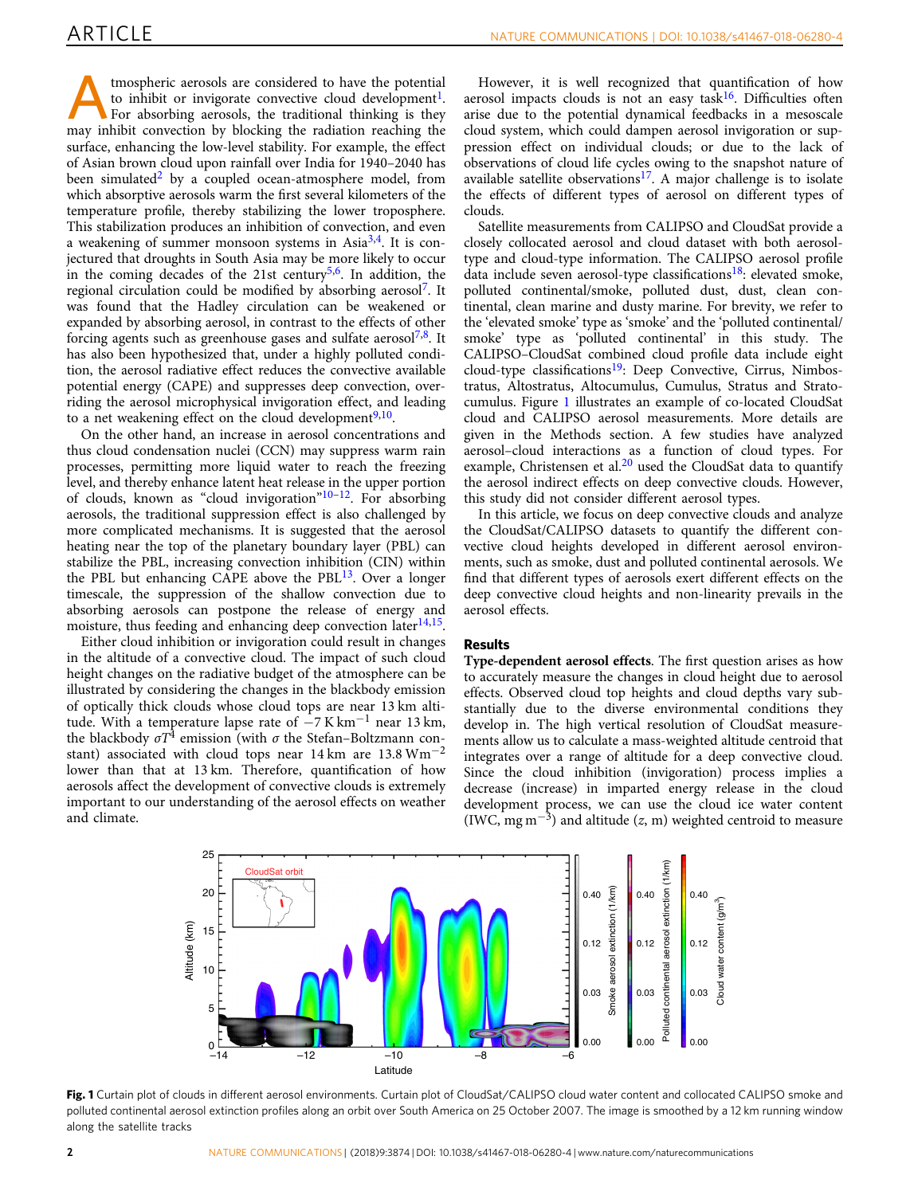Atmospheric aerosols are considered to have the potential to inhibit or invigorate convective cloud development[1]. For absorbing aerosols, the traditional thinking is they may inhibit convection by blocking the radiation reaching the surface, enhancing the low-level stability. For example, the effect of Asian brown cloud upon rainfall over India for 1940–2040 has been simulated[2] by a coupled ocean-atmosphere model, from which absorptive aerosols warm the first several kilometers of the temperature profile, thereby stabilizing the lower troposphere. This stabilization produces an inhibition of convection, and even a weakening of summer monsoon systems in Asia[3,4]. It is conjectured that droughts in South Asia may be more likely to occur in the coming decades of the 21st century[5,6]. In addition, the regional circulation could be modified by absorbing aerosol[7]. It was found that the Hadley circulation can be weakened or expanded by absorbing aerosol, in contrast to the effects of other forcing agents such as greenhouse gases and sulfate aerosol[7,8]. It has also been hypothesized that, under a highly polluted condition, the aerosol radiative effect reduces the convective available potential energy (CAPE) and suppresses deep convection, overriding the aerosol microphysical invigoration effect, and leading to a net weakening effect on the cloud development[9,10].

On the other hand, an increase in aerosol concentrations and thus cloud condensation nuclei (CCN) may suppress warm rain processes, permitting more liquid water to reach the freezing level, and thereby enhance latent heat release in the upper portion of clouds, known as "cloud invigoration"[10–12]. For absorbing aerosols, the traditional suppression effect is also challenged by more complicated mechanisms. It is suggested that the aerosol heating near the top of the planetary boundary layer (PBL) can stabilize the PBL, increasing convection inhibition (CIN) within the PBL but enhancing CAPE above the PBL[13]. Over a longer timescale, the suppression of the shallow convection due to absorbing aerosols can postpone the release of energy and moisture, thus feeding and enhancing deep convection later[14,15].

Either cloud inhibition or invigoration could result in changes in the altitude of a convective cloud. The impact of such cloud height changes on the radiative budget of the atmosphere can be illustrated by considering the changes in the blackbody emission of optically thick clouds whose cloud tops are near 13 km altitude. With a temperature lapse rate of $-7\ \mathrm{K\,km^{-1}}$ near 13 km, the blackbody $\sigma T^4$ emission (with $\sigma$ the Stefan–Boltzmann constant) associated with cloud tops near 14 km are $13.8\ \mathrm{W\,m^{-2}}$ lower than that at 13 km. Therefore, quantification of how aerosols affect the development of convective clouds is extremely important to our understanding of the aerosol effects on weather and climate.

However, it is well recognized that quantification of how aerosol impacts clouds is not an easy task[16]. Difficulties often arise due to the potential dynamical feedbacks in a mesoscale cloud system, which could dampen aerosol invigoration or suppression effect on individual clouds; or due to the lack of observations of cloud life cycles owing to the snapshot nature of available satellite observations[17]. A major challenge is to isolate the effects of different types of aerosol on different types of clouds.

Satellite measurements from CALIPSO and CloudSat provide a closely collocated aerosol and cloud dataset with both aerosol-type and cloud-type information. The CALIPSO aerosol profile data include seven aerosol-type classifications[18]: elevated smoke, polluted continental/smoke, polluted dust, dust, clean continental, clean marine and dusty marine. For brevity, we refer to the 'elevated smoke' type as 'smoke' and the 'polluted continental/smoke' type as 'polluted continental' in this study. The CALIPSO–CloudSat combined cloud profile data include eight cloud-type classifications[19]: Deep Convective, Cirrus, Nimbostratus, Altostratus, Altocumulus, Cumulus, Stratus and Stratocumulus. Figure 1 illustrates an example of co-located CloudSat cloud and CALIPSO aerosol measurements. More details are given in the Methods section. A few studies have analyzed aerosol–cloud interactions as a function of cloud types. For example, Christensen et al.[20] used the CloudSat data to quantify the aerosol indirect effects on deep convective clouds. However, this study did not consider different aerosol types.

In this article, we focus on deep convective clouds and analyze the CloudSat/CALIPSO datasets to quantify the different convective cloud heights developed in different aerosol environments, such as smoke, dust and polluted continental aerosols. We find that different types of aerosols exert different effects on the deep convective cloud heights and non-linearity prevails in the aerosol effects.

## Results

**Type-dependent aerosol effects**. The first question arises as how to accurately measure the changes in cloud height due to aerosol effects. Observed cloud top heights and cloud depths vary substantially due to the diverse environmental conditions they develop in. The high vertical resolution of CloudSat measurements allows us to calculate a mass-weighted altitude centroid that integrates over a range of altitude for a deep convective cloud. Since the cloud inhibition (invigoration) process implies a decrease (increase) in imparted energy release in the cloud development process, we can use the cloud ice water content (IWC, $\mathrm{mg\,m^{-3}}$) and altitude ($z$, m) weighted centroid to measure

**Fig. 1** Curtain plot of clouds in different aerosol environments. Curtain plot of CloudSat/CALIPSO cloud water content and collocated CALIPSO smoke and polluted continental aerosol extinction profiles along an orbit over South America on 25 October 2007. The image is smoothed by a 12 km running window along the satellite tracks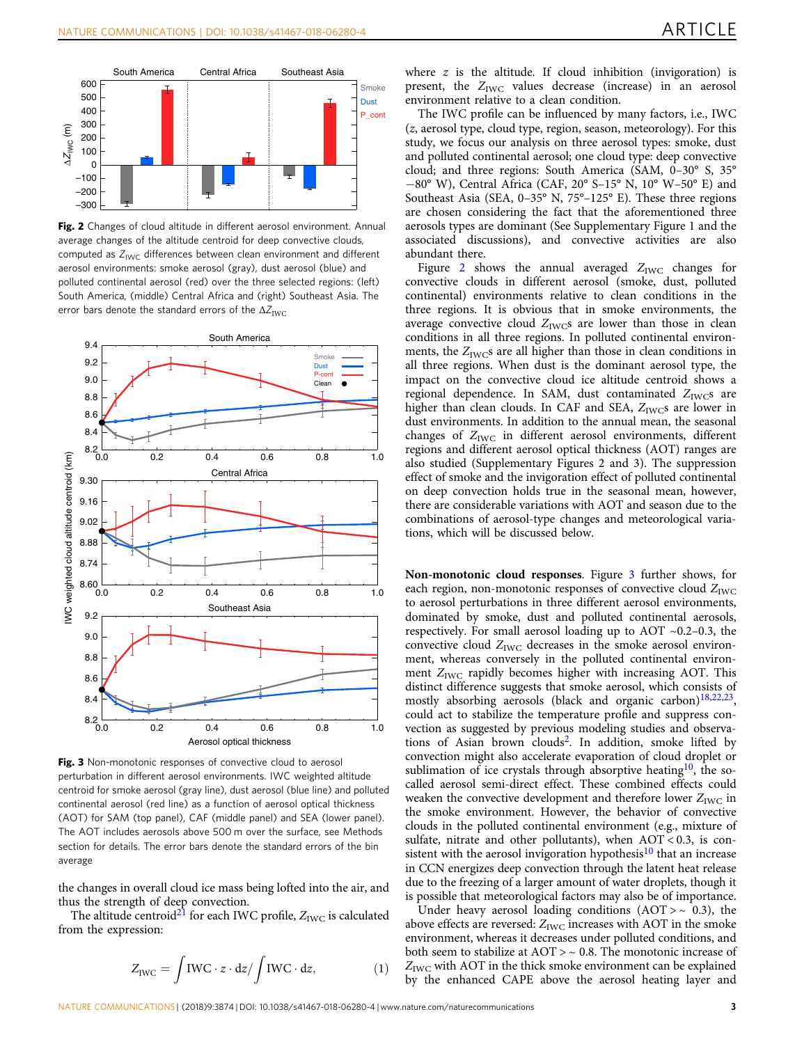Fig. 2 Changes of cloud altitude in different aerosol environment. Annual average changes of the altitude centroid for deep convective clouds, computed as $Z_{\mathrm{IWC}}$ differences between clean environment and different aerosol environments: smoke aerosol (gray), dust aerosol (blue) and polluted continental aerosol (red) over the three selected regions: (left) South America, (middle) Central Africa and (right) Southeast Asia. The error bars denote the standard errors of the $\Delta Z_{\mathrm{IWC}}$

Fig. 3 Non-monotonic responses of convective cloud to aerosol perturbation in different aerosol environments. IWC weighted altitude centroid for smoke aerosol (gray line), dust aerosol (blue line) and polluted continental aerosol (red line) as a function of aerosol optical thickness (AOT) for SAM (top panel), CAF (middle panel) and SEA (lower panel). The AOT includes aerosols above 500 m over the surface, see Methods section for details. The error bars denote the standard errors of the bin average

the changes in overall cloud ice mass being lofted into the air, and thus the strength of deep convection.

The altitude centroid[21] for each IWC profile, $Z_{\mathrm{IWC}}$ is calculated from the expression:

$$Z_{\mathrm{IWC}} = \int \mathrm{IWC} \cdot z \cdot \mathrm{d}z / \int \mathrm{IWC} \cdot \mathrm{d}z, \qquad (1)$$

where $z$ is the altitude. If cloud inhibition (invigoration) is present, the $Z_{\mathrm{IWC}}$ values decrease (increase) in an aerosol environment relative to a clean condition.

The IWC profile can be influenced by many factors, i.e., IWC ($z$, aerosol type, cloud type, region, season, meteorology). For this study, we focus our analysis on three aerosol types: smoke, dust and polluted continental aerosol; one cloud type: deep convective cloud; and three regions: South America (SAM, 0–30° S, 35° −80° W), Central Africa (CAF, 20° S–15° N, 10° W–50° E) and Southeast Asia (SEA, 0–35° N, 75°–125° E). These three regions are chosen considering the fact that the aforementioned three aerosols types are dominant (See Supplementary Figure 1 and the associated discussions), and convective activities are also abundant there.

Figure 2 shows the annual averaged $Z_{\mathrm{IWC}}$ changes for convective clouds in different aerosol (smoke, dust, polluted continental) environments relative to clean conditions in the three regions. It is obvious that in smoke environments, the average convective cloud $Z_{\mathrm{IWC}}$s are lower than those in clean conditions in all three regions. In polluted continental environments, the $Z_{\mathrm{IWC}}$s are all higher than those in clean conditions in all three regions. When dust is the dominant aerosol type, the impact on the convective cloud ice altitude centroid shows a regional dependence. In SAM, dust contaminated $Z_{\mathrm{IWC}}$s are higher than clean clouds. In CAF and SEA, $Z_{\mathrm{IWC}}$s are lower in dust environments. In addition to the annual mean, the seasonal changes of $Z_{\mathrm{IWC}}$ in different aerosol environments, different regions and different aerosol optical thickness (AOT) ranges are also studied (Supplementary Figures 2 and 3). The suppression effect of smoke and the invigoration effect of polluted continental on deep convection holds true in the seasonal mean, however, there are considerable variations with AOT and season due to the combinations of aerosol-type changes and meteorological variations, which will be discussed below.

**Non-monotonic cloud responses**. Figure 3 further shows, for each region, non-monotonic responses of convective cloud $Z_{\mathrm{IWC}}$ to aerosol perturbations in three different aerosol environments, dominated by smoke, dust and polluted continental aerosols, respectively. For small aerosol loading up to AOT ~0.2–0.3, the convective cloud $Z_{\mathrm{IWC}}$ decreases in the smoke aerosol environment, whereas conversely in the polluted continental environment $Z_{\mathrm{IWC}}$ rapidly becomes higher with increasing AOT. This distinct difference suggests that smoke aerosol, which consists of mostly absorbing aerosols (black and organic carbon)[18,22,23], could act to stabilize the temperature profile and suppress convection as suggested by previous modeling studies and observations of Asian brown clouds[2]. In addition, smoke lifted by convection might also accelerate evaporation of cloud droplet or sublimation of ice crystals through absorptive heating[10], the so-called aerosol semi-direct effect. These combined effects could weaken the convective development and therefore lower $Z_{\mathrm{IWC}}$ in the smoke environment. However, the behavior of convective clouds in the polluted continental environment (e.g., mixture of sulfate, nitrate and other pollutants), when AOT < 0.3, is consistent with the aerosol invigoration hypothesis[10] that an increase in CCN energizes deep convection through the latent heat release due to the freezing of a larger amount of water droplets, though it is possible that meteorological factors may also be of importance.

Under heavy aerosol loading conditions (AOT > ~ 0.3), the above effects are reversed: $Z_{\mathrm{IWC}}$ increases with AOT in the smoke environment, whereas it decreases under polluted conditions, and both seem to stabilize at AOT > ~ 0.8. The monotonic increase of $Z_{\mathrm{IWC}}$ with AOT in the thick smoke environment can be explained by the enhanced CAPE above the aerosol heating layer and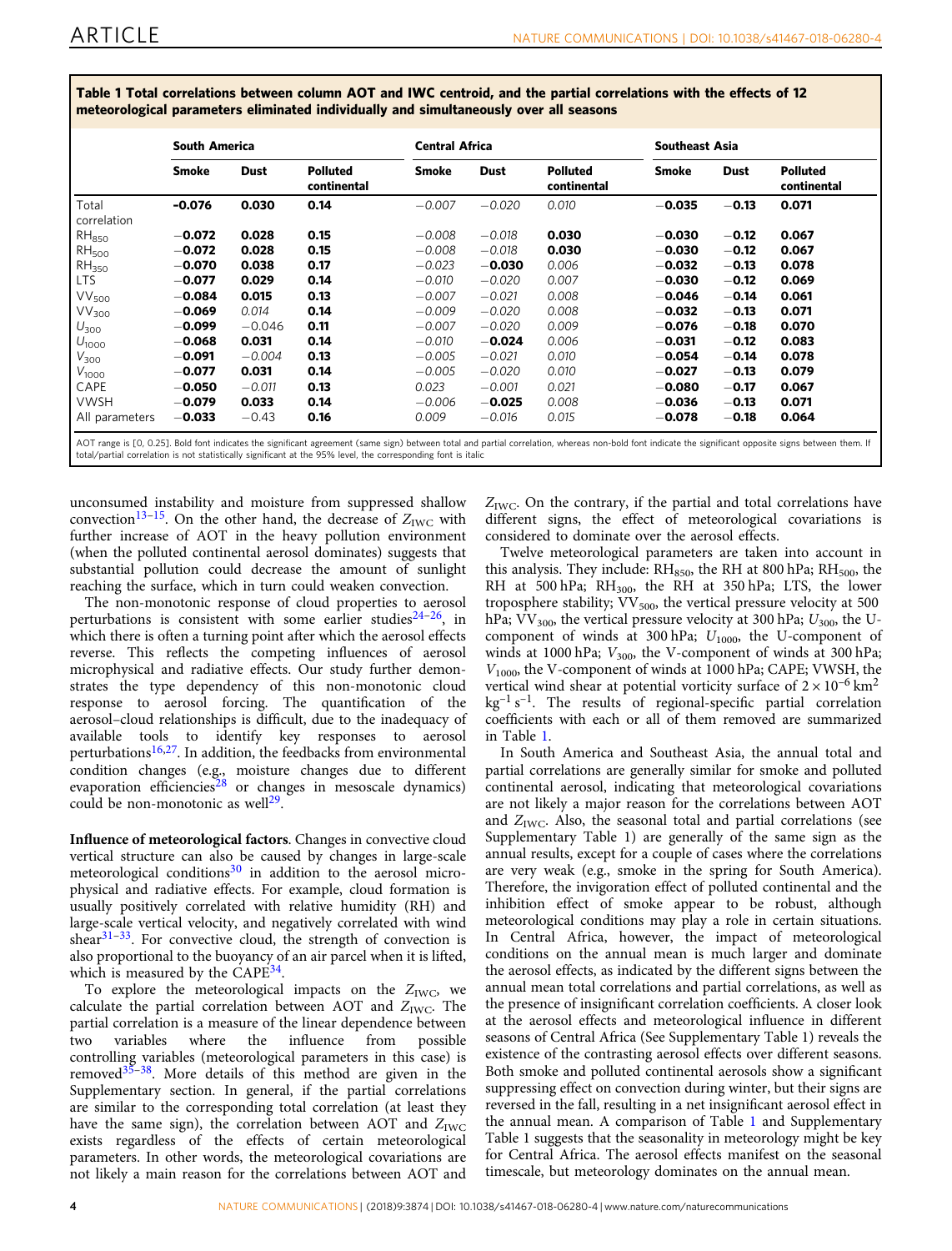**Table 1 Total correlations between column AOT and IWC centroid, and the partial correlations with the effects of 12 meteorological parameters eliminated individually and simultaneously over all seasons**

| | South America | | | Central Africa | | | Southeast Asia | | |
|---|---|---|---|---|---|---|---|---|---|
| | Smoke | Dust | Polluted continental | Smoke | Dust | Polluted continental | Smoke | Dust | Polluted continental |
| Total correlation | **−0.076** | **0.030** | **0.14** | *−0.007* | *−0.020* | *0.010* | **−0.035** | **−0.13** | **0.071** |
| $RH_{850}$ | **−0.072** | **0.028** | **0.15** | *−0.008* | *−0.018* | **0.030** | **−0.030** | **−0.12** | **0.067** |
| $RH_{500}$ | **−0.072** | **0.028** | **0.15** | *−0.008* | *−0.018* | **0.030** | **−0.030** | **−0.12** | **0.067** |
| $RH_{350}$ | **−0.070** | **0.038** | **0.17** | *−0.023* | **−0.030** | *0.006* | **−0.032** | **−0.13** | **0.078** |
| LTS | **−0.077** | **0.029** | **0.14** | *−0.010* | *−0.020* | *0.007* | **−0.030** | **−0.12** | **0.069** |
| $VV_{500}$ | **−0.084** | **0.015** | **0.13** | *−0.007* | *−0.021* | *0.008* | **−0.046** | **−0.14** | **0.061** |
| $VV_{300}$ | **−0.069** | *0.014* | **0.14** | *−0.009* | *−0.020* | *0.008* | **−0.032** | **−0.13** | **0.071** |
| $U_{300}$ | **−0.099** | −0.046 | **0.11** | *−0.007* | *−0.020* | *0.009* | **−0.076** | **−0.18** | **0.070** |
| $U_{1000}$ | **−0.068** | **0.031** | **0.14** | *−0.010* | **−0.024** | *0.006* | **−0.031** | **−0.12** | **0.083** |
| $V_{300}$ | **−0.091** | *−0.004* | **0.13** | *−0.005* | *−0.021* | *0.010* | **−0.054** | **−0.14** | **0.078** |
| $V_{1000}$ | **−0.077** | **0.031** | **0.14** | *−0.005* | *−0.020* | *0.010* | **−0.027** | **−0.13** | **0.079** |
| CAPE | **−0.050** | *−0.011* | **0.13** | *0.023* | *−0.001* | *0.021* | **−0.080** | **−0.17** | **0.067** |
| VWSH | **−0.079** | **0.033** | **0.14** | *−0.006* | **−0.025** | *0.008* | **−0.036** | **−0.13** | **0.071** |
| All parameters | **−0.033** | −0.43 | **0.16** | *0.009* | *−0.016* | *0.015* | **−0.078** | **−0.18** | **0.064** |

AOT range is [0, 0.25]. Bold font indicates the significant agreement (same sign) between total and partial correlation, whereas non-bold font indicate the significant opposite signs between them. If total/partial correlation is not statistically significant at the 95% level, the corresponding font is italic

unconsumed instability and moisture from suppressed shallow convection[13–15]. On the other hand, the decrease of $Z_{IWC}$ with further increase of AOT in the heavy pollution environment (when the polluted continental aerosol dominates) suggests that substantial pollution could decrease the amount of sunlight reaching the surface, which in turn could weaken convection.

The non-monotonic response of cloud properties to aerosol perturbations is consistent with some earlier studies[24–26], in which there is often a turning point after which the aerosol effects reverse. This reflects the competing influences of aerosol microphysical and radiative effects. Our study further demonstrates the type dependency of this non-monotonic cloud response to aerosol forcing. The quantification of the aerosol–cloud relationships is difficult, due to the inadequacy of available tools to identify key responses to aerosol perturbations[16,27]. In addition, the feedbacks from environmental condition changes (e.g., moisture changes due to different evaporation efficiencies[28] or changes in mesoscale dynamics) could be non-monotonic as well[29].

**Influence of meteorological factors**. Changes in convective cloud vertical structure can also be caused by changes in large-scale meteorological conditions[30] in addition to the aerosol microphysical and radiative effects. For example, cloud formation is usually positively correlated with relative humidity (RH) and large-scale vertical velocity, and negatively correlated with wind shear[31–33]. For convective cloud, the strength of convection is also proportional to the buoyancy of an air parcel when it is lifted, which is measured by the CAPE[34].

To explore the meteorological impacts on the $Z_{IWC}$, we calculate the partial correlation between AOT and $Z_{IWC}$. The partial correlation is a measure of the linear dependence between two variables where the influence from possible controlling variables (meteorological parameters in this case) is removed[35–38]. More details of this method are given in the Supplementary section. In general, if the partial correlations are similar to the corresponding total correlation (at least they have the same sign), the correlation between AOT and $Z_{IWC}$ exists regardless of the effects of certain meteorological parameters. In other words, the meteorological covariations are not likely a main reason for the correlations between AOT and $Z_{IWC}$. On the contrary, if the partial and total correlations have different signs, the effect of meteorological covariations is considered to dominate over the aerosol effects.

Twelve meteorological parameters are taken into account in this analysis. They include: $RH_{850}$, the RH at 800 hPa; $RH_{500}$, the RH at 500 hPa; $RH_{300}$, the RH at 350 hPa; LTS, the lower troposphere stability; $VV_{500}$, the vertical pressure velocity at 500 hPa; $VV_{300}$, the vertical pressure velocity at 300 hPa; $U_{300}$, the U-component of winds at 300 hPa; $U_{1000}$, the U-component of winds at 1000 hPa; $V_{300}$, the V-component of winds at 300 hPa; $V_{1000}$, the V-component of winds at 1000 hPa; CAPE; VWSH, the vertical wind shear at potential vorticity surface of $2 \times 10^{-6}$ km$^2$ kg$^{-1}$ s$^{-1}$. The results of regional-specific partial correlation coefficients with each or all of them removed are summarized in Table 1.

In South America and Southeast Asia, the annual total and partial correlations are generally similar for smoke and polluted continental aerosol, indicating that meteorological covariations are not likely a major reason for the correlations between AOT and $Z_{IWC}$. Also, the seasonal total and partial correlations (see Supplementary Table 1) are generally of the same sign as the annual results, except for a couple of cases where the correlations are very weak (e.g., smoke in the spring for South America). Therefore, the invigoration effect of polluted continental and the inhibition effect of smoke appear to be robust, although meteorological conditions may play a role in certain situations. In Central Africa, however, the impact of meteorological conditions on the annual mean is much larger and dominate the aerosol effects, as indicated by the different signs between the annual mean total correlations and partial correlations, as well as the presence of insignificant correlation coefficients. A closer look at the aerosol effects and meteorological influence in different seasons of Central Africa (See Supplementary Table 1) reveals the existence of the contrasting aerosol effects over different seasons. Both smoke and polluted continental aerosols show a significant suppressing effect on convection during winter, but their signs are reversed in the fall, resulting in a net insignificant aerosol effect in the annual mean. A comparison of Table 1 and Supplementary Table 1 suggests that the seasonality in meteorology might be key for Central Africa. The aerosol effects manifest on the seasonal timescale, but meteorology dominates on the annual mean.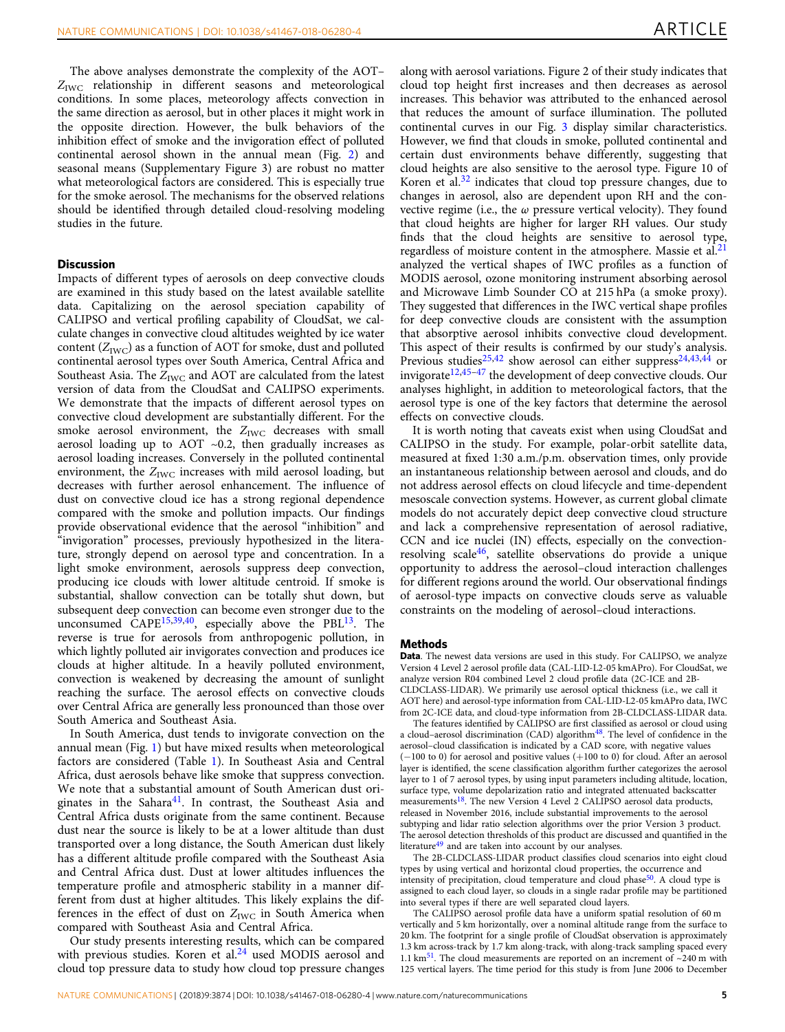The above analyses demonstrate the complexity of the AOT–$Z_{IWC}$ relationship in different seasons and meteorological conditions. In some places, meteorology affects convection in the same direction as aerosol, but in other places it might work in the opposite direction. However, the bulk behaviors of the inhibition effect of smoke and the invigoration effect of polluted continental aerosol shown in the annual mean (Fig. 2) and seasonal means (Supplementary Figure 3) are robust no matter what meteorological factors are considered. This is especially true for the smoke aerosol. The mechanisms for the observed relations should be identified through detailed cloud-resolving modeling studies in the future.

## Discussion

Impacts of different types of aerosols on deep convective clouds are examined in this study based on the latest available satellite data. Capitalizing on the aerosol speciation capability of CALIPSO and vertical profiling capability of CloudSat, we calculate changes in convective cloud altitudes weighted by ice water content ($Z_{IWC}$) as a function of AOT for smoke, dust and polluted continental aerosol types over South America, Central Africa and Southeast Asia. The $Z_{IWC}$ and AOT are calculated from the latest version of data from the CloudSat and CALIPSO experiments. We demonstrate that the impacts of different aerosol types on convective cloud development are substantially different. For the smoke aerosol environment, the $Z_{IWC}$ decreases with small aerosol loading up to AOT ~0.2, then gradually increases as aerosol loading increases. Conversely in the polluted continental environment, the $Z_{IWC}$ increases with mild aerosol loading, but decreases with further aerosol enhancement. The influence of dust on convective cloud ice has a strong regional dependence compared with the smoke and pollution impacts. Our findings provide observational evidence that the aerosol "inhibition" and "invigoration" processes, previously hypothesized in the literature, strongly depend on aerosol type and concentration. In a light smoke environment, aerosols suppress deep convection, producing ice clouds with lower altitude centroid. If smoke is substantial, shallow convection can be totally shut down, but subsequent deep convection can become even stronger due to the unconsumed CAPE[15,39,40], especially above the PBL[13]. The reverse is true for aerosols from anthropogenic pollution, in which lightly polluted air invigorates convection and produces ice clouds at higher altitude. In a heavily polluted environment, convection is weakened by decreasing the amount of sunlight reaching the surface. The aerosol effects on convective clouds over Central Africa are generally less pronounced than those over South America and Southeast Asia.

In South America, dust tends to invigorate convection on the annual mean (Fig. 1) but have mixed results when meteorological factors are considered (Table 1). In Southeast Asia and Central Africa, dust aerosols behave like smoke that suppress convection. We note that a substantial amount of South American dust originates in the Sahara[41]. In contrast, the Southeast Asia and Central Africa dusts originate from the same continent. Because dust near the source is likely to be at a lower altitude than dust transported over a long distance, the South American dust likely has a different altitude profile compared with the Southeast Asia and Central Africa dust. Dust at lower altitudes influences the temperature profile and atmospheric stability in a manner different from dust at higher altitudes. This likely explains the differences in the effect of dust on $Z_{IWC}$ in South America when compared with Southeast Asia and Central Africa.

Our study presents interesting results, which can be compared with previous studies. Koren et al.[24] used MODIS aerosol and cloud top pressure data to study how cloud top pressure changes along with aerosol variations. Figure 2 of their study indicates that cloud top height first increases and then decreases as aerosol increases. This behavior was attributed to the enhanced aerosol that reduces the amount of surface illumination. The polluted continental curves in our Fig. 3 display similar characteristics. However, we find that clouds in smoke, polluted continental and certain dust environments behave differently, suggesting that cloud heights are also sensitive to the aerosol type. Figure 10 of Koren et al.[32] indicates that cloud top pressure changes, due to changes in aerosol, also are dependent upon RH and the convective regime (i.e., the $\omega$ pressure vertical velocity). They found that cloud heights are higher for larger RH values. Our study finds that the cloud heights are sensitive to aerosol type, regardless of moisture content in the atmosphere. Massie et al.[21] analyzed the vertical shapes of IWC profiles as a function of MODIS aerosol, ozone monitoring instrument absorbing aerosol and Microwave Limb Sounder CO at 215 hPa (a smoke proxy). They suggested that differences in the IWC vertical shape profiles for deep convective clouds are consistent with the assumption that absorptive aerosol inhibits convective cloud development. This aspect of their results is confirmed by our study's analysis. Previous studies[25,42] show aerosol can either suppress[24,43,44] or invigorate[12,45–47] the development of deep convective clouds. Our analyses highlight, in addition to meteorological factors, that the aerosol type is one of the key factors that determine the aerosol effects on convective clouds.

It is worth noting that caveats exist when using CloudSat and CALIPSO in the study. For example, polar-orbit satellite data, measured at fixed 1:30 a.m./p.m. observation times, only provide an instantaneous relationship between aerosol and clouds, and do not address aerosol effects on cloud lifecycle and time-dependent mesoscale convection systems. However, as current global climate models do not accurately depict deep convective cloud structure and lack a comprehensive representation of aerosol radiative, CCN and ice nuclei (IN) effects, especially on the convection-resolving scale[46], satellite observations do provide a unique opportunity to address the aerosol–cloud interaction challenges for different regions around the world. Our observational findings of aerosol-type impacts on convective clouds serve as valuable constraints on the modeling of aerosol–cloud interactions.

## Methods

**Data**. The newest data versions are used in this study. For CALIPSO, we analyze Version 4 Level 2 aerosol profile data (CAL-LID-L2-05 kmAPro). For CloudSat, we analyze version R04 combined Level 2 cloud profile data (2C-ICE and 2B-CLDCLASS-LIDAR). We primarily use aerosol optical thickness (i.e., we call it AOT here) and aerosol-type information from CAL-LID-L2-05 kmAPro data, IWC from 2C-ICE data, and cloud-type information from 2B-CLDCLASS-LIDAR data.

The features identified by CALIPSO are first classified as aerosol or cloud using a cloud–aerosol discrimination (CAD) algorithm[48]. The level of confidence in the aerosol–cloud classification is indicated by a CAD score, with negative values (−100 to 0) for aerosol and positive values (+100 to 0) for cloud. After an aerosol layer is identified, the scene classification algorithm further categorizes the aerosol layer to 1 of 7 aerosol types, by using input parameters including altitude, location, surface type, volume depolarization ratio and integrated attenuated backscatter measurements[18]. The new Version 4 Level 2 CALIPSO aerosol data products, released in November 2016, include substantial improvements to the aerosol subtyping and lidar ratio selection algorithms over the prior Version 3 product. The aerosol detection thresholds of this product are discussed and quantified in the literature[49] and are taken into account by our analyses.

The 2B-CLDCLASS-LIDAR product classifies cloud scenarios into eight cloud types by using vertical and horizontal cloud properties, the occurrence and intensity of precipitation, cloud temperature and cloud phase[50]. A cloud type is assigned to each cloud layer, so clouds in a single radar profile may be partitioned into several types if there are well separated cloud layers.

The CALIPSO aerosol profile data have a uniform spatial resolution of 60 m vertically and 5 km horizontally, over a nominal altitude range from the surface to 20 km. The footprint for a single profile of CloudSat observation is approximately 1.3 km across-track by 1.7 km along-track, with along-track sampling spaced every 1.1 km[51]. The cloud measurements are reported on an increment of ~240 m with 125 vertical layers. The time period for this study is from June 2006 to December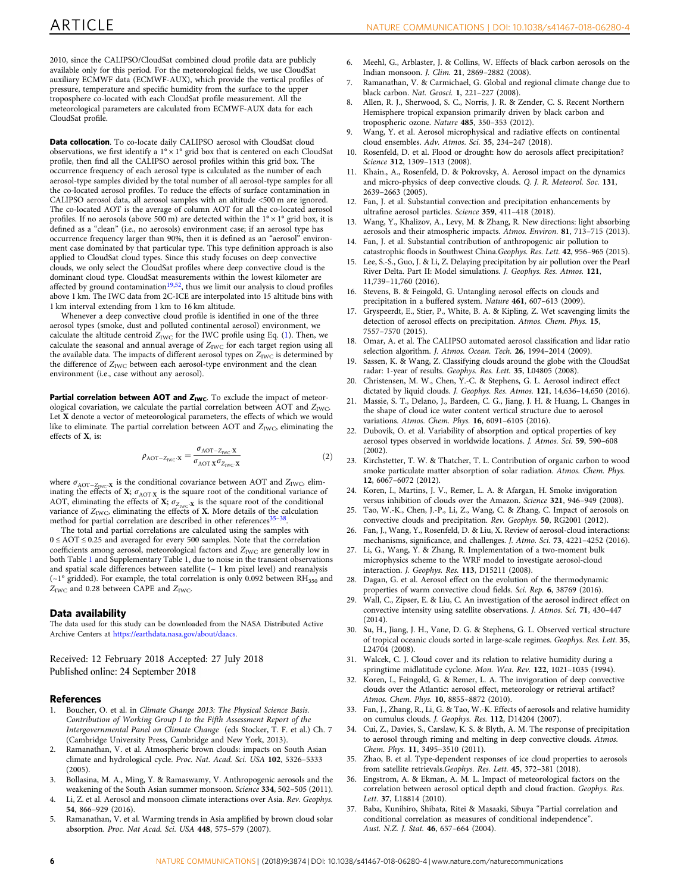2010, since the CALIPSO/CloudSat combined cloud profile data are publicly available only for this period. For the meteorological fields, we use CloudSat auxiliary ECMWF data (ECMWF-AUX), which provide the vertical profiles of pressure, temperature and specific humidity from the surface to the upper troposphere co-located with each CloudSat profile measurement. All the meteorological parameters are calculated from ECMWF-AUX data for each CloudSat profile.

**Data collocation**. To co-locate daily CALIPSO aerosol with CloudSat cloud observations, we first identify a 1° × 1° grid box that is centered on each CloudSat profile, then find all the CALIPSO aerosol profiles within this grid box. The occurrence frequency of each aerosol type is calculated as the number of each aerosol-type samples divided by the total number of all aerosol-type samples for all the co-located aerosol profiles. To reduce the effects of surface contamination in CALIPSO aerosol data, all aerosol samples with an altitude <500 m are ignored. The co-located AOT is the average of column AOT for all the co-located aerosol profiles. If no aerosols (above 500 m) are detected within the 1° × 1° grid box, it is defined as a "clean" (i.e., no aerosols) environment case; if an aerosol type has occurrence frequency larger than 90%, then it is defined as an "aerosol" environment case dominated by that particular type. This type definition approach is also applied to CloudSat cloud types. Since this study focuses on deep convective clouds, we only select the CloudSat profiles where deep convective cloud is the dominant cloud type. CloudSat measurements within the lowest kilometer are affected by ground contamination[19,52], thus we limit our analysis to cloud profiles above 1 km. The IWC data from 2C-ICE are interpolated into 15 altitude bins with 1 km interval extending from 1 km to 16 km altitude.

Whenever a deep convective cloud profile is identified in one of the three aerosol types (smoke, dust and polluted continental aerosol) environment, we calculate the altitude centroid $Z_{IWC}$ for the IWC profile using Eq. (1). Then, we calculate the seasonal and annual average of $Z_{IWC}$ for each target region using all the available data. The impacts of different aerosol types on $Z_{IWC}$ is determined by the difference of $Z_{IWC}$ between each aerosol-type environment and the clean environment (i.e., case without any aerosol).

**Partial correlation between AOT and $Z_{IWC}$**. To exclude the impact of meteorological covariation, we calculate the partial correlation between AOT and $Z_{IWC}$. Let **X** denote a vector of meteorological parameters, the effects of which we would like to eliminate. The partial correlation between AOT and $Z_{IWC}$, eliminating the effects of **X**, is:

$$\rho_{\mathrm{AOT}-Z_{\mathrm{IWC}}\cdot\mathbf{X}} = \frac{\sigma_{\mathrm{AOT}-Z_{\mathrm{IWC}}\cdot\mathbf{X}}}{\sigma_{\mathrm{AOT}\cdot\mathbf{X}}\sigma_{Z_{\mathrm{IWC}}\cdot\mathbf{X}}} \tag{2}$$

where $\sigma_{\mathrm{AOT}-Z_{\mathrm{IWC}}\cdot\mathbf{X}}$ is the conditional covariance between AOT and $Z_{IWC}$, eliminating the effects of **X**; $\sigma_{\mathrm{AOT}\cdot\mathbf{X}}$ is the square root of the conditional variance of AOT, eliminating the effects of **X**; $\sigma_{Z_{\mathrm{IWC}}\cdot\mathbf{X}}$ is the square root of the conditional variance of $Z_{IWC}$, eliminating the effects of **X**. More details of the calculation method for partial correlation are described in other references[35–38].

The total and partial correlations are calculated using the samples with $0 \le \mathrm{AOT} \le 0.25$ and averaged for every 500 samples. Note that the correlation coefficients among aerosol, meteorological factors and $Z_{IWC}$ are generally low in both Table 1 and Supplementary Table 1, due to noise in the transient observations and spatial scale differences between satellite (~ 1 km pixel level) and reanalysis (~1° gridded). For example, the total correlation is only 0.092 between $RH_{350}$ and $Z_{IWC}$ and 0.28 between CAPE and $Z_{IWC}$.

## Data availability

The data used for this study can be downloaded from the NASA Distributed Active Archive Centers at https://earthdata.nasa.gov/about/daacs.

Received: 12 February 2018 Accepted: 27 July 2018
Published online: 24 September 2018

## References

1. Boucher, O. et al. in *Climate Change 2013: The Physical Science Basis. Contribution of Working Group I to the Fifth Assessment Report of the Intergovernmental Panel on Climate Change* (eds Stocker, T. F. et al.) Ch. 7 (Cambridge University Press, Cambridge and New York, 2013).
2. Ramanathan, V. et al. Atmospheric brown clouds: impacts on South Asian climate and hydrological cycle. *Proc. Nat. Acad. Sci. USA* **102**, 5326–5333 (2005).
3. Bollasina, M. A., Ming, Y. & Ramaswamy, V. Anthropogenic aerosols and the weakening of the South Asian summer monsoon. *Science* **334**, 502–505 (2011).
4. Li, Z. et al. Aerosol and monsoon climate interactions over Asia. *Rev. Geophys.* **54**, 866–929 (2016).
5. Ramanathan, V. et al. Warming trends in Asia amplified by brown cloud solar absorption. *Proc. Nat Acad. Sci. USA* **448**, 575–579 (2007).
6. Meehl, G., Arblaster, J. & Collins, W. Effects of black carbon aerosols on the Indian monsoon. *J. Clim.* **21**, 2869–2882 (2008).
7. Ramanathan, V. & Carmichael, G. Global and regional climate change due to black carbon. *Nat. Geosci.* **1**, 221–227 (2008).
8. Allen, R. J., Sherwood, S. C., Norris, J. R. & Zender, C. S. Recent Northern Hemisphere tropical expansion primarily driven by black carbon and tropospheric ozone. *Nature* **485**, 350–353 (2012).
9. Wang, Y. et al. Aerosol microphysical and radiative effects on continental cloud ensembles. *Adv. Atmos. Sci.* **35**, 234–247 (2018).
10. Rosenfeld, D. et al. Flood or drought: how do aerosols affect precipitation? *Science* **312**, 1309–1313 (2008).
11. Khain., A., Rosenfeld, D. & Pokrovsky, A. Aerosol impact on the dynamics and micro-physics of deep convective clouds. *Q. J. R. Meteorol. Soc.* **131**, 2639–2663 (2005).
12. Fan, J. et al. Substantial convection and precipitation enhancements by ultrafine aerosol particles. *Science* **359**, 411–418 (2018).
13. Wang, Y., Khalizov, A., Levy, M. & Zhang, R. New directions: light absorbing aerosols and their atmospheric impacts. *Atmos. Environ.* **81**, 713–715 (2013).
14. Fan, J. et al. Substantial contribution of anthropogenic air pollution to catastrophic floods in Southwest China.*Geophys. Res. Lett.* **42**, 956–965 (2015).
15. Lee, S.-S., Guo, J. & Li, Z. Delaying precipitation by air pollution over the Pearl River Delta. Part II: Model simulations. *J. Geophys. Res. Atmos.* **121**, 11,739–11,760 (2016).
16. Stevens, B. & Feingold, G. Untangling aerosol effects on clouds and precipitation in a buffered system. *Nature* **461**, 607–613 (2009).
17. Gryspeerdt, E., Stier, P., White, B. A. & Kipling, Z. Wet scavenging limits the detection of aerosol effects on precipitation. *Atmos. Chem. Phys.* **15**, 7557–7570 (2015).
18. Omar, A. et al. The CALIPSO automated aerosol classification and lidar ratio selection algorithm. *J. Atmos. Ocean. Tech.* **26**, 1994–2014 (2009).
19. Sassen, K. & Wang, Z. Classifying clouds around the globe with the CloudSat radar: 1-year of results. *Geophys. Res. Lett.* **35**, L04805 (2008).
20. Christensen, M. W., Chen, Y.-C. & Stephens, G. L. Aerosol indirect effect dictated by liquid clouds. *J. Geophys. Res. Atmos.* **121**, 14,636–14,650 (2016).
21. Massie, S. T., Delano, J., Bardeen, C. G., Jiang, J. H. & Huang, L. Changes in the shape of cloud ice water content vertical structure due to aerosol variations. *Atmos. Chem. Phys.* **16**, 6091–6105 (2016).
22. Dubovik, O. et al. Variability of absorption and optical properties of key aerosol types observed in worldwide locations. *J. Atmos. Sci.* **59**, 590–608 (2002).
23. Kirchstetter, T. W. & Thatcher, T. L. Contribution of organic carbon to wood smoke particulate matter absorption of solar radiation. *Atmos. Chem. Phys.* **12**, 6067–6072 (2012).
24. Koren, I., Martins, J. V., Remer, L. A. & Afargan, H. Smoke invigoration versus inhibition of clouds over the Amazon. *Science* **321**, 946–949 (2008).
25. Tao, W.-K., Chen, J.-P., Li, Z., Wang, C. & Zhang, C. Impact of aerosols on convective clouds and precipitation. *Rev. Geophys.* **50**, RG2001 (2012).
26. Fan, J., Wang, Y., Rosenfeld, D. & Liu, X. Review of aerosol-cloud interactions: mechanisms, significance, and challenges. *J. Atmo. Sci.* **73**, 4221–4252 (2016).
27. Li, G., Wang, Y. & Zhang, R. Implementation of a two-moment bulk microphysics scheme to the WRF model to investigate aerosol-cloud interaction. *J. Geophys. Res.* **113**, D15211 (2008).
28. Dagan, G. et al. Aerosol effect on the evolution of the thermodynamic properties of warm convective cloud fields. *Sci. Rep.* **6**, 38769 (2016).
29. Wall, C., Zipser, E. & Liu, C. An investigation of the aerosol indirect effect on convective intensity using satellite observations. *J. Atmos. Sci.* **71**, 430–447 (2014).
30. Su, H., Jiang, J. H., Vane, D. G. & Stephens, G. L. Observed vertical structure of tropical oceanic clouds sorted in large-scale regimes. *Geophys. Res. Lett.* **35**, L24704 (2008).
31. Walcek, C. J. Cloud cover and its relation to relative humidity during a springtime midlatitude cyclone. *Mon. Wea. Rev.* **122**, 1021–1035 (1994).
32. Koren, I., Feingold, G. & Remer, L. A. The invigoration of deep convective clouds over the Atlantic: aerosol effect, meteorology or retrieval artifact? *Atmos. Chem. Phys.* **10**, 8855–8872 (2010).
33. Fan, J., Zhang, R., Li, G. & Tao, W.-K. Effects of aerosols and relative humidity on cumulus clouds. *J. Geophys. Res.* **112**, D14204 (2007).
34. Cui, Z., Davies, S., Carslaw, K. S. & Blyth, A. M. The response of precipitation to aerosol through riming and melting in deep convective clouds. *Atmos. Chem. Phys.* **11**, 3495–3510 (2011).
35. Zhao, B. et al. Type-dependent responses of ice cloud properties to aerosols from satellite retrievals.*Geophys. Res. Lett.* **45**, 372–381 (2018).
36. Engstrom, A. & Ekman, A. M. L. Impact of meteorological factors on the correlation between aerosol optical depth and cloud fraction. *Geophys. Res. Lett.* **37**, L18814 (2010).
37. Baba, Kunihiro, Shibata, Ritei & Masaaki, Sibuya "Partial correlation and conditional correlation as measures of conditional independence". *Aust. N.Z. J. Stat.* **46**, 657–664 (2004).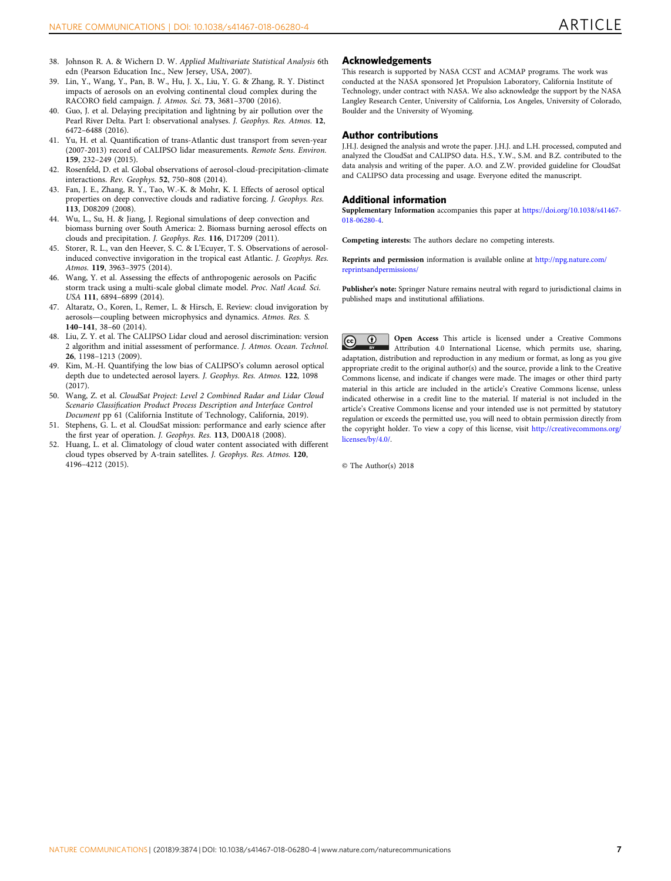38. Johnson R. A. & Wichern D. W. *Applied Multivariate Statistical Analysis* 6th edn (Pearson Education Inc., New Jersey, USA, 2007).
39. Lin, Y., Wang, Y., Pan, B. W., Hu, J. X., Liu, Y. G. & Zhang, R. Y. Distinct impacts of aerosols on an evolving continental cloud complex during the RACORO field campaign. *J. Atmos. Sci.* **73**, 3681–3700 (2016).
40. Guo, J. et al. Delaying precipitation and lightning by air pollution over the Pearl River Delta. Part I: observational analyses. *J. Geophys. Res. Atmos.* **12**, 6472–6488 (2016).
41. Yu, H. et al. Quantification of trans-Atlantic dust transport from seven-year (2007-2013) record of CALIPSO lidar measurements. *Remote Sens. Environ.* **159**, 232–249 (2015).
42. Rosenfeld, D. et al. Global observations of aerosol-cloud-precipitation-climate interactions. *Rev. Geophys.* **52**, 750–808 (2014).
43. Fan, J. E., Zhang, R. Y., Tao, W.-K. & Mohr, K. I. Effects of aerosol optical properties on deep convective clouds and radiative forcing. *J. Geophys. Res.* **113**, D08209 (2008).
44. Wu, L., Su, H. & Jiang, J. Regional simulations of deep convection and biomass burning over South America: 2. Biomass burning aerosol effects on clouds and precipitation. *J. Geophys. Res.* **116**, D17209 (2011).
45. Storer, R. L., van den Heever, S. C. & L'Ecuyer, T. S. Observations of aerosol-induced convective invigoration in the tropical east Atlantic. *J. Geophys. Res. Atmos.* **119**, 3963–3975 (2014).
46. Wang, Y. et al. Assessing the effects of anthropogenic aerosols on Pacific storm track using a multi-scale global climate model. *Proc. Natl Acad. Sci. USA* **111**, 6894–6899 (2014).
47. Altaratz, O., Koren, I., Remer, L. & Hirsch, E. Review: cloud invigoration by aerosols—coupling between microphysics and dynamics. *Atmos. Res. S.* **140–141**, 38–60 (2014).
48. Liu, Z. Y. et al. The CALIPSO Lidar cloud and aerosol discrimination: version 2 algorithm and initial assessment of performance. *J. Atmos. Ocean. Technol.* **26**, 1198–1213 (2009).
49. Kim, M.-H. Quantifying the low bias of CALIPSO's column aerosol optical depth due to undetected aerosol layers. *J. Geophys. Res. Atmos.* **122**, 1098 (2017).
50. Wang, Z. et al. *CloudSat Project: Level 2 Combined Radar and Lidar Cloud Scenario Classification Product Process Description and Interface Control Document* pp 61 (California Institute of Technology, California, 2019).
51. Stephens, G. L. et al. CloudSat mission: performance and early science after the first year of operation. *J. Geophys. Res.* **113**, D00A18 (2008).
52. Huang, L. et al. Climatology of cloud water content associated with different cloud types observed by A-train satellites. *J. Geophys. Res. Atmos.* **120**, 4196–4212 (2015).

## Acknowledgements

This research is supported by NASA CCST and ACMAP programs. The work was conducted at the NASA sponsored Jet Propulsion Laboratory, California Institute of Technology, under contract with NASA. We also acknowledge the support by the NASA Langley Research Center, University of California, Los Angeles, University of Colorado, Boulder and the University of Wyoming.

## Author contributions

J.H.J. designed the analysis and wrote the paper. J.H.J. and L.H. processed, computed and analyzed the CloudSat and CALIPSO data. H.S., Y.W., S.M. and B.Z. contributed to the data analysis and writing of the paper. A.O. and Z.W. provided guideline for CloudSat and CALIPSO data processing and usage. Everyone edited the manuscript.

## Additional information

**Supplementary Information** accompanies this paper at https://doi.org/10.1038/s41467-018-06280-4.

**Competing interests:** The authors declare no competing interests.

**Reprints and permission** information is available online at http://npg.nature.com/reprintsandpermissions/

**Publisher's note:** Springer Nature remains neutral with regard to jurisdictional claims in published maps and institutional affiliations.

**Open Access** This article is licensed under a Creative Commons Attribution 4.0 International License, which permits use, sharing, adaptation, distribution and reproduction in any medium or format, as long as you give appropriate credit to the original author(s) and the source, provide a link to the Creative Commons license, and indicate if changes were made. The images or other third party material in this article are included in the article's Creative Commons license, unless indicated otherwise in a credit line to the material. If material is not included in the article's Creative Commons license and your intended use is not permitted by statutory regulation or exceeds the permitted use, you will need to obtain permission directly from the copyright holder. To view a copy of this license, visit http://creativecommons.org/licenses/by/4.0/.

© The Author(s) 2018